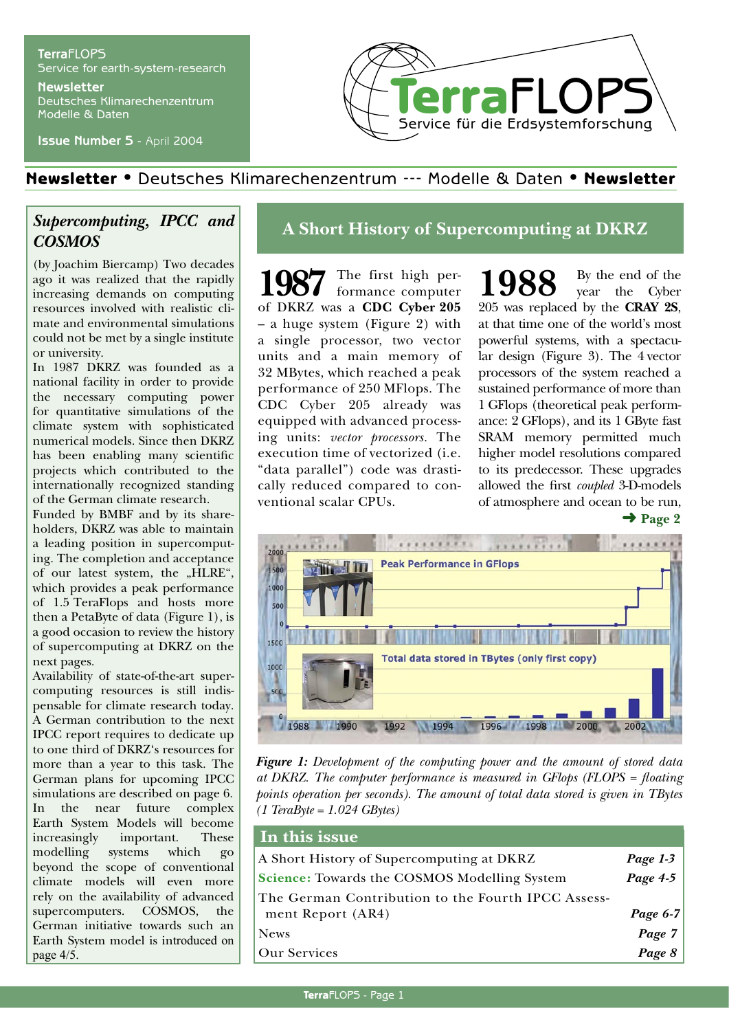**TerraFLOPS**
Service for earth-system-research

**Newsletter**
Deutsches Klimarechenzentrum
Modelle & Daten

**Issue Number 5** - April 2004

TerraFLOPS
Service für die Erdsystemforschung

**Newsletter** • Deutsches Klimarechenzentrum --- Modelle & Daten • **Newsletter**

## *Supercomputing, IPCC and COSMOS*

(by Joachim Biercamp) Two decades ago it was realized that the rapidly increasing demands on computing resources involved with realistic climate and environmental simulations could not be met by a single institute or university.

In 1987 DKRZ was founded as a national facility in order to provide the necessary computing power for quantitative simulations of the climate system with sophisticated numerical models. Since then DKRZ has been enabling many scientific projects which contributed to the internationally recognized standing of the German climate research.

Funded by BMBF and by its shareholders, DKRZ was able to maintain a leading position in supercomputing. The completion and acceptance of our latest system, the „HLRE", which provides a peak performance of 1.5 TeraFlops and hosts more then a PetaByte of data (Figure 1), is a good occasion to review the history of supercomputing at DKRZ on the next pages.

Availability of state-of-the-art supercomputing resources is still indispensable for climate research today. A German contribution to the next IPCC report requires to dedicate up to one third of DKRZ's resources for more than a year to this task. The German plans for upcoming IPCC simulations are described on page 6.

In the near future complex Earth System Models will become increasingly important. These modelling systems which go beyond the scope of conventional climate models will even more rely on the availability of advanced supercomputers. COSMOS, the German initiative towards such an Earth System model is introduced on page 4/5.

## A Short History of Supercomputing at DKRZ

**1987** The first high performance computer of DKRZ was a **CDC Cyber 205** – a huge system (Figure 2) with a single processor, two vector units and a main memory of 32 MBytes, which reached a peak performance of 250 MFlops. The CDC Cyber 205 already was equipped with advanced processing units: *vector processors*. The execution time of vectorized (i.e. "data parallel") code was drastically reduced compared to conventional scalar CPUs.

**1988** By the end of the year the Cyber 205 was replaced by the **CRAY 2S**, at that time one of the world's most powerful systems, with a spectacular design (Figure 3). The 4 vector processors of the system reached a sustained performance of more than 1 GFlops (theoretical peak performance: 2 GFlops), and its 1 GByte fast SRAM memory permitted much higher model resolutions compared to its predecessor. These upgrades allowed the first *coupled* 3-D-models of atmosphere and ocean to be run,

➜ **Page 2**

*Figure 1: Development of the computing power and the amount of stored data at DKRZ. The computer performance is measured in GFlops (FLOPS = floating points operation per seconds). The amount of total data stored is given in TBytes (1 TeraByte = 1.024 GBytes)*

## In this issue

| | |
|---|---|
| A Short History of Supercomputing at DKRZ | *Page 1-3* |
| **Science:** Towards the COSMOS Modelling System | *Page 4-5* |
| The German Contribution to the Fourth IPCC Assessment Report (AR4) | *Page 6-7* |
| News | *Page 7* |
| Our Services | *Page 8* |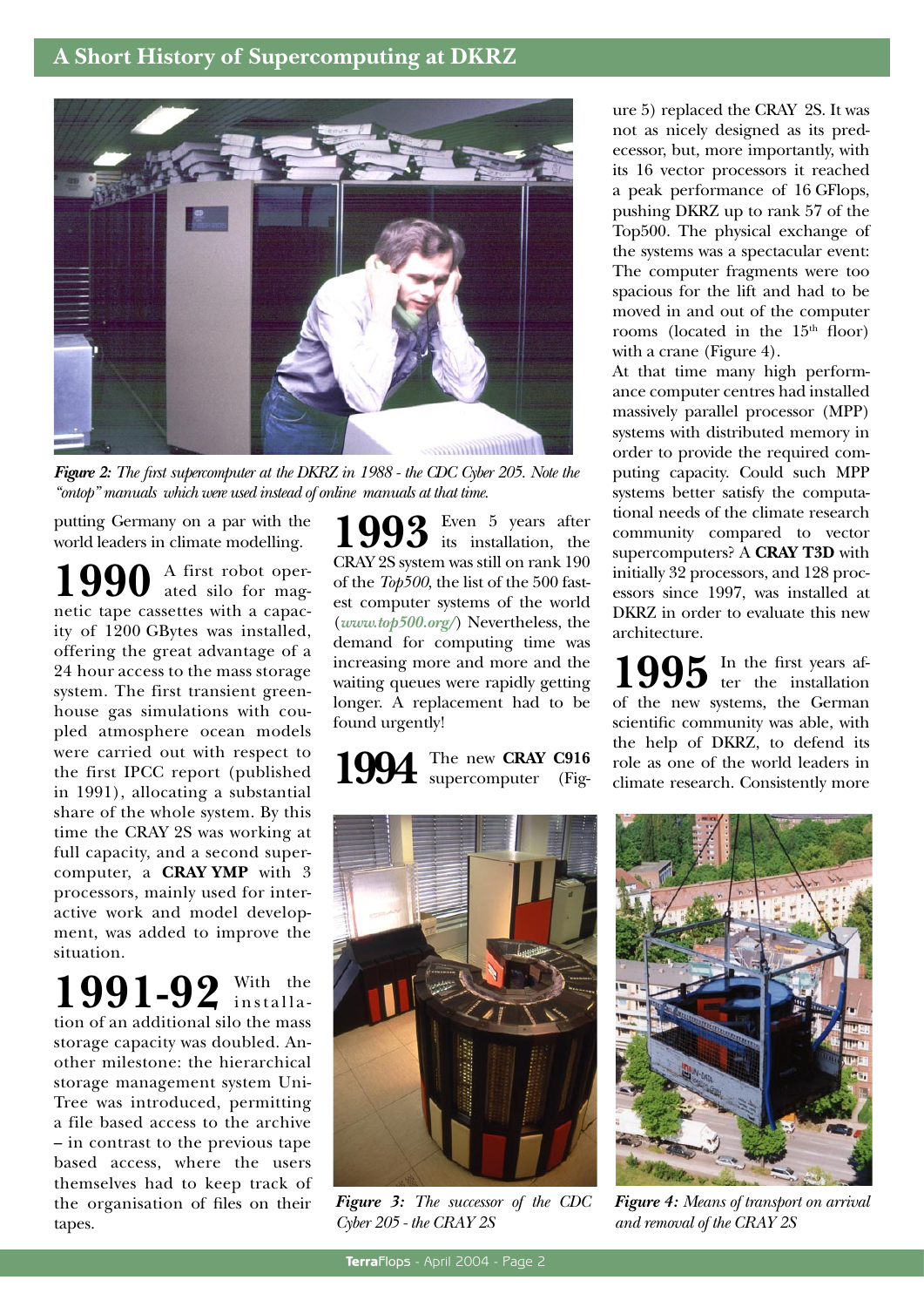## A Short History of Supercomputing at DKRZ

*Figure 2: The first supercomputer at the DKRZ in 1988 - the CDC Cyber 205. Note the "ontop" manuals which were used instead of online manuals at that time.*

putting Germany on a par with the world leaders in climate modelling.

**1990** A first robot operated silo for magnetic tape cassettes with a capacity of 1200 GBytes was installed, offering the great advantage of a 24 hour access to the mass storage system. The first transient greenhouse gas simulations with coupled atmosphere ocean models were carried out with respect to the first IPCC report (published in 1991), allocating a substantial share of the whole system. By this time the CRAY 2S was working at full capacity, and a second supercomputer, a **CRAY YMP** with 3 processors, mainly used for interactive work and model development, was added to improve the situation.

**1991-92** With the installation of an additional silo the mass storage capacity was doubled. Another milestone: the hierarchical storage management system UniTree was introduced, permitting a file based access to the archive – in contrast to the previous tape based access, where the users themselves had to keep track of the organisation of files on their tapes.

**1993** Even 5 years after its installation, the CRAY 2S system was still on rank 190 of the *Top500*, the list of the 500 fastest computer systems of the world (*www.top500.org/*) Nevertheless, the demand for computing time was increasing more and more and the waiting queues were rapidly getting longer. A replacement had to be found urgently!

**1994** The new **CRAY C916** supercomputer (Figure 5) replaced the CRAY 2S. It was not as nicely designed as its predecessor, but, more importantly, with its 16 vector processors it reached a peak performance of 16 GFlops, pushing DKRZ up to rank 57 of the Top500. The physical exchange of the systems was a spectacular event: The computer fragments were too spacious for the lift and had to be moved in and out of the computer rooms (located in the 15th floor) with a crane (Figure 4).

At that time many high performance computer centres had installed massively parallel processor (MPP) systems with distributed memory in order to provide the required computing capacity. Could such MPP systems better satisfy the computational needs of the climate research community compared to vector supercomputers? A **CRAY T3D** with initially 32 processors, and 128 processors since 1997, was installed at DKRZ in order to evaluate this new architecture.

**1995** In the first years after the installation of the new systems, the German scientific community was able, with the help of DKRZ, to defend its role as one of the world leaders in climate research. Consistently more

*Figure 3: The successor of the CDC Cyber 205 - the CRAY 2S*

*Figure 4: Means of transport on arrival and removal of the CRAY 2S*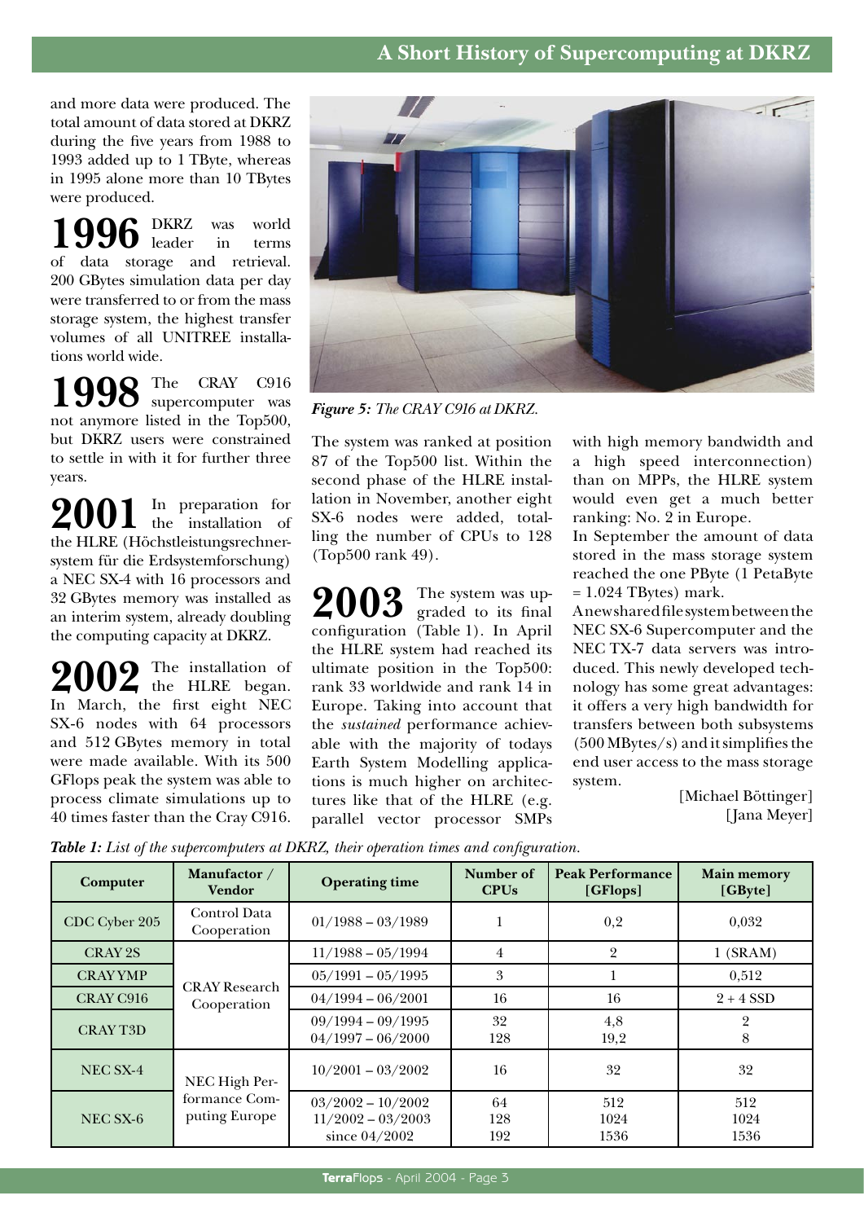and more data were produced. The total amount of data stored at DKRZ during the five years from 1988 to 1993 added up to 1 TByte, whereas in 1995 alone more than 10 TBytes were produced.

**1996** DKRZ was world leader in terms of data storage and retrieval. 200 GBytes simulation data per day were transferred to or from the mass storage system, the highest transfer volumes of all UNITREE installations world wide.

**1998** The CRAY C916 supercomputer was not anymore listed in the Top500, but DKRZ users were constrained to settle in with it for further three years.

**2001** In preparation for the installation of the HLRE (Höchstleistungsrechnersystem für die Erdsystemforschung) a NEC SX-4 with 16 processors and 32 GBytes memory was installed as an interim system, already doubling the computing capacity at DKRZ.

**2002** The installation of the HLRE began. In March, the first eight NEC SX-6 nodes with 64 processors and 512 GBytes memory in total were made available. With its 500 GFlops peak the system was able to process climate simulations up to 40 times faster than the Cray C916.

***Figure 5:*** *The CRAY C916 at DKRZ.*

The system was ranked at position 87 of the Top500 list. Within the second phase of the HLRE installation in November, another eight SX-6 nodes were added, totalling the number of CPUs to 128 (Top500 rank 49).

**2003** The system was upgraded to its final configuration (Table 1). In April the HLRE system had reached its ultimate position in the Top500: rank 33 worldwide and rank 14 in Europe. Taking into account that the *sustained* performance achievable with the majority of todays Earth System Modelling applications is much higher on architectures like that of the HLRE (e.g. parallel vector processor SMPs with high memory bandwidth and a high speed interconnection) than on MPPs, the HLRE system would even get a much better ranking: No. 2 in Europe.

In September the amount of data stored in the mass storage system reached the one PByte (1 PetaByte = 1.024 TBytes) mark.

A new shared file system between the NEC SX-6 Supercomputer and the NEC TX-7 data servers was introduced. This newly developed technology has some great advantages: it offers a very high bandwidth for transfers between both subsystems (500 MBytes/s) and it simplifies the end user access to the mass storage system.

[Michael Böttinger]
[Jana Meyer]

***Table 1:*** *List of the supercomputers at DKRZ, their operation times and configuration.*

| Computer | Manufactor / Vendor | Operating time | Number of CPUs | Peak Performance [GFlops] | Main memory [GByte] |
|---|---|---|---|---|---|
| CDC Cyber 205 | Control Data Cooperation | 01/1988 – 03/1989 | 1 | 0,2 | 0,032 |
| CRAY 2S | CRAY Research Cooperation | 11/1988 – 05/1994 | 4 | 2 | 1 (SRAM) |
| CRAY YMP | | 05/1991 – 05/1995 | 3 | 1 | 0,512 |
| CRAY C916 | | 04/1994 – 06/2001 | 16 | 16 | 2 + 4 SSD |
| CRAY T3D | | 09/1994 – 09/1995<br>04/1997 – 06/2000 | 32<br>128 | 4,8<br>19,2 | 2<br>8 |
| NEC SX-4 | NEC High Performance Computing Europe | 10/2001 – 03/2002 | 16 | 32 | 32 |
| NEC SX-6 | | 03/2002 – 10/2002<br>11/2002 – 03/2003<br>since 04/2002 | 64<br>128<br>192 | 512<br>1024<br>1536 | 512<br>1024<br>1536 |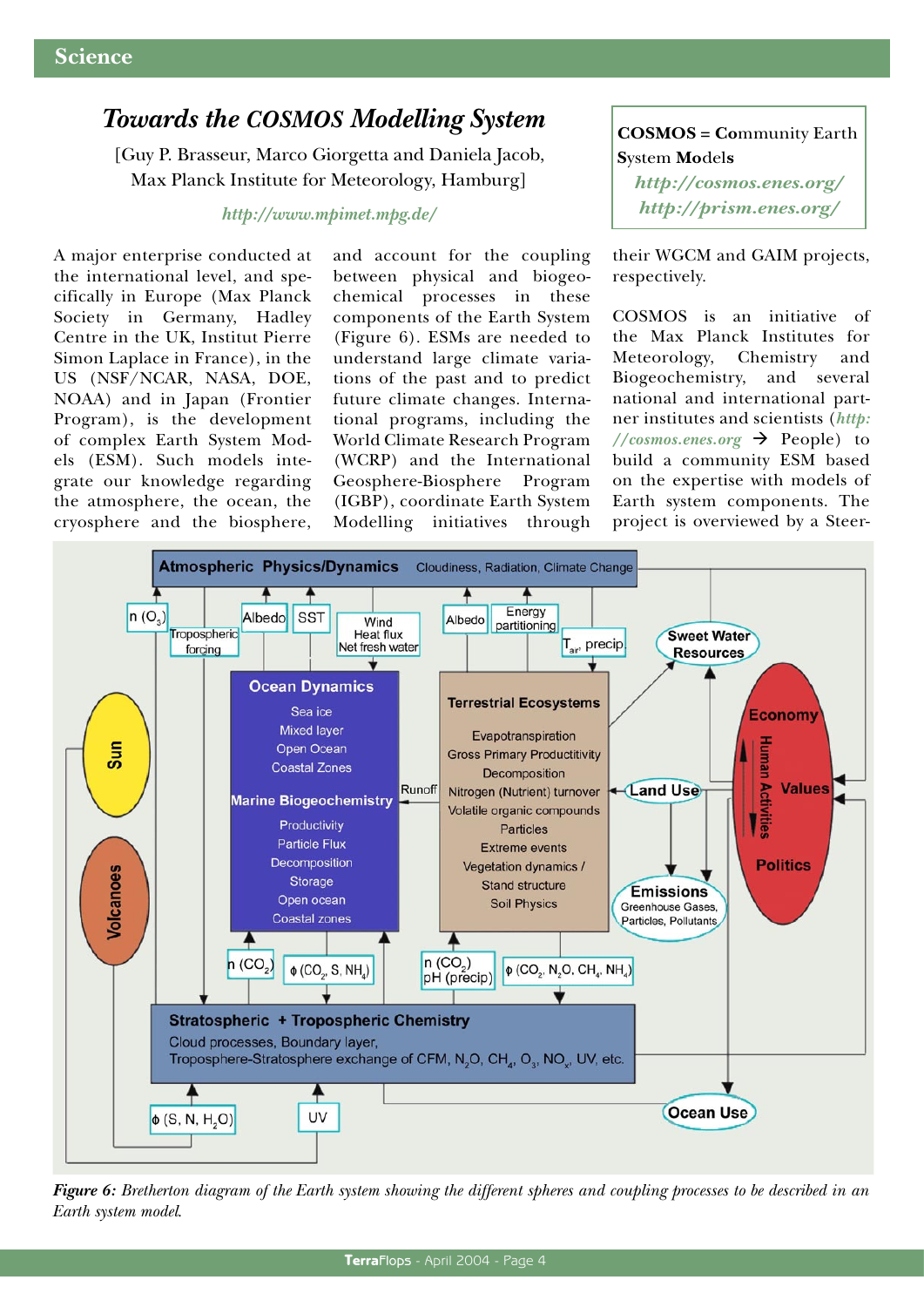# Towards the COSMOS Modelling System

[Guy P. Brasseur, Marco Giorgetta and Daniela Jacob, Max Planck Institute for Meteorology, Hamburg]

*http://www.mpimet.mpg.de/*

**COSMOS = Community Earth System Models**
*http://cosmos.enes.org/*
*http://prism.enes.org/*

A major enterprise conducted at the international level, and specifically in Europe (Max Planck Society in Germany, Hadley Centre in the UK, Institut Pierre Simon Laplace in France), in the US (NSF/NCAR, NASA, DOE, NOAA) and in Japan (Frontier Program), is the development of complex Earth System Models (ESM). Such models integrate our knowledge regarding the atmosphere, the ocean, the cryosphere and the biosphere, and account for the coupling between physical and biogeochemical processes in these components of the Earth System (Figure 6). ESMs are needed to understand large climate variations of the past and to predict future climate changes. International programs, including the World Climate Research Program (WCRP) and the International Geosphere-Biosphere Program (IGBP), coordinate Earth System Modelling initiatives through their WGCM and GAIM projects, respectively.

COSMOS is an initiative of the Max Planck Institutes for Meteorology, Chemistry and Biogeochemistry, and several national and international partner institutes and scientists (*http://cosmos.enes.org* → People) to build a community ESM based on the expertise with models of Earth system components. The project is overviewed by a Steer-

*Figure 6: Bretherton diagram of the Earth system showing the different spheres and coupling processes to be described in an Earth system model.*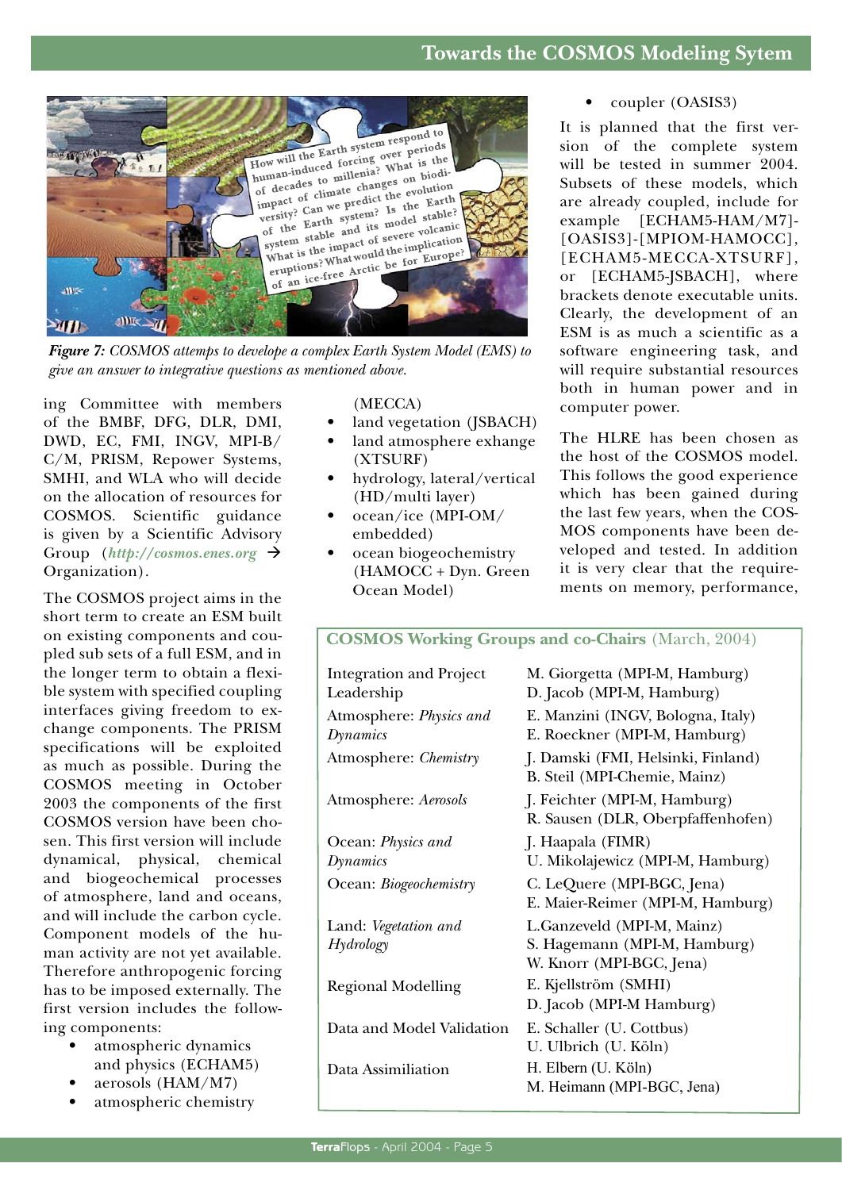# Towards the COSMOS Modeling Sytem

*Figure 7: COSMOS attemps to develope a complex Earth System Model (EMS) to give an answer to integrative questions as mentioned above.*

ing Committee with members of the BMBF, DFG, DLR, DMI, DWD, EC, FMI, INGV, MPI-B/C/M, PRISM, Repower Systems, SMHI, and WLA who will decide on the allocation of resources for COSMOS. Scientific guidance is given by a Scientific Advisory Group (***http://cosmos.enes.org*** → Organization).

The COSMOS project aims in the short term to create an ESM built on existing components and coupled sub sets of a full ESM, and in the longer term to obtain a flexible system with specified coupling interfaces giving freedom to exchange components. The PRISM specifications will be exploited as much as possible. During the COSMOS meeting in October 2003 the components of the first COSMOS version have been chosen. This first version will include dynamical, physical, chemical and biogeochemical processes of atmosphere, land and oceans, and will include the carbon cycle. Component models of the human activity are not yet available. Therefore anthropogenic forcing has to be imposed externally. The first version includes the following components:

- atmospheric dynamics and physics (ECHAM5)
- aerosols (HAM/M7)
- atmospheric chemistry (MECCA)
- land vegetation (JSBACH)
- land atmosphere exhange (XTSURF)
- hydrology, lateral/vertical (HD/multi layer)
- ocean/ice (MPI-OM/embedded)
- ocean biogeochemistry (HAMOCC + Dyn. Green Ocean Model)
- coupler (OASIS3)

It is planned that the first version of the complete system will be tested in summer 2004. Subsets of these models, which are already coupled, include for example [ECHAM5-HAM/M7]-[OASIS3]-[MPIOM-HAMOCC], [ECHAM5-MECCA-XTSURF], or [ECHAM5-JSBACH], where brackets denote executable units. Clearly, the development of an ESM is as much a scientific as a software engineering task, and will require substantial resources both in human power and in computer power.

The HLRE has been chosen as the host of the COSMOS model. This follows the good experience which has been gained during the last few years, when the COSMOS components have been developed and tested. In addition it is very clear that the requirements on memory, performance,

### COSMOS Working Groups and co-Chairs (March, 2004)

| Working Group | co-Chairs |
|---|---|
| Integration and Project Leadership | M. Giorgetta (MPI-M, Hamburg)<br>D. Jacob (MPI-M, Hamburg) |
| Atmosphere: *Physics and Dynamics* | E. Manzini (INGV, Bologna, Italy)<br>E. Roeckner (MPI-M, Hamburg) |
| Atmosphere: *Chemistry* | J. Damski (FMI, Helsinki, Finland)<br>B. Steil (MPI-Chemie, Mainz) |
| Atmosphere: *Aerosols* | J. Feichter (MPI-M, Hamburg)<br>R. Sausen (DLR, Oberpfaffenhofen) |
| Ocean: *Physics and Dynamics* | J. Haapala (FIMR)<br>U. Mikolajewicz (MPI-M, Hamburg) |
| Ocean: *Biogeochemistry* | C. LeQuere (MPI-BGC, Jena)<br>E. Maier-Reimer (MPI-M, Hamburg) |
| Land: *Vegetation and Hydrology* | L.Ganzeveld (MPI-M, Mainz)<br>S. Hagemann (MPI-M, Hamburg)<br>W. Knorr (MPI-BGC, Jena) |
| Regional Modelling | E. Kjellström (SMHI)<br>D. Jacob (MPI-M Hamburg) |
| Data and Model Validation | E. Schaller (U. Cottbus)<br>U. Ulbrich (U. Köln) |
| Data Assimiliation | H. Elbern (U. Köln)<br>M. Heimann (MPI-BGC, Jena) |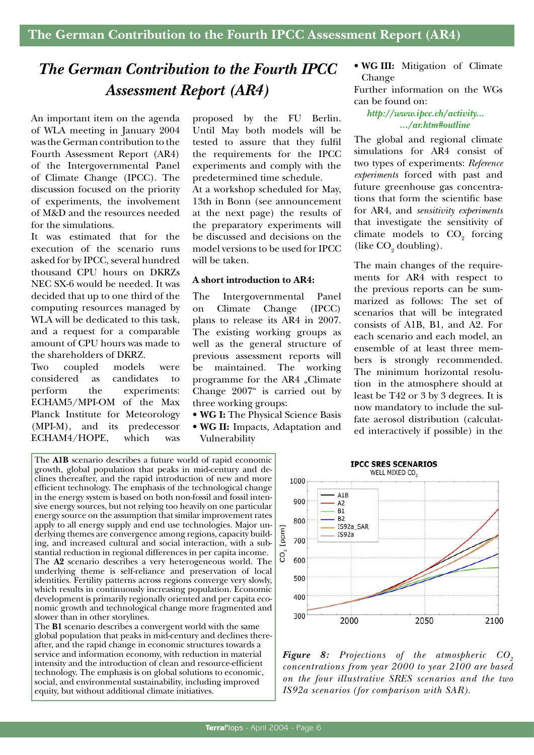# The German Contribution to the Fourth IPCC Assessment Report (AR4)

An important item on the agenda of WLA meeting in January 2004 was the German contribution to the Fourth Assessment Report (AR4) of the Intergovernmental Panel of Climate Change (IPCC). The discussion focused on the priority of experiments, the involvement of M&D and the resources needed for the simulations.

It was estimated that for the execution of the scenario runs asked for by IPCC, several hundred thousand CPU hours on DKRZs NEC SX-6 would be needed. It was decided that up to one third of the computing resources managed by WLA will be dedicated to this task, and a request for a comparable amount of CPU hours was made to the shareholders of DKRZ.

Two coupled models were considered as candidates to perform the experiments: ECHAM5/MPI-OM of the Max Planck Institute for Meteorology (MPI-M), and its predecessor ECHAM4/HOPE, which was proposed by the FU Berlin. Until May both models will be tested to assure that they fulfil the requirements for the IPCC experiments and comply with the predetermined time schedule.

At a workshop scheduled for May, 13th in Bonn (see announcement at the next page) the results of the preparatory experiments will be discussed and decisions on the model versions to be used for IPCC will be taken.

### A short introduction to AR4:

The Intergovernmental Panel on Climate Change (IPCC) plans to release its AR4 in 2007. The existing working groups as well as the general structure of previous assessment reports will be maintained. The working programme for the AR4 „Climate Change 2007" is carried out by three working groups:

- **WG I:** The Physical Science Basis
- **WG II:** Impacts, Adaptation and Vulnerability
- **WG III:** Mitigation of Climate Change

Further information on the WGs can be found on:

*http://www.ipcc.ch/activity...*
*.../ar.htm#outline*

The global and regional climate simulations for AR4 consist of two types of experiments: *Reference experiments* forced with past and future greenhouse gas concentrations that form the scientific base for AR4, and *sensitivity experiments* that investigate the sensitivity of climate models to $CO_2$ forcing (like $CO_2$ doubling).

The main changes of the requirements for AR4 with respect to the previous reports can be summarized as follows: The set of scenarios that will be integrated consists of A1B, B1, and A2. For each scenario and each model, an ensemble of at least three members is strongly recommended. The minimum horizontal resolution in the atmosphere should at least be T42 or 3 by 3 degrees. It is now mandatory to include the sulfate aerosol distribution (calculated interactively if possible) in the

The **A1B** scenario describes a future world of rapid economic growth, global population that peaks in mid-century and declines thereafter, and the rapid introduction of new and more efficient technology. The emphasis of the technological change in the energy system is based on both non-fossil and fossil intensive energy sources, but not relying too heavily on one particular energy source on the assumption that similar improvement rates apply to all energy supply and end use technologies. Major underlying themes are convergence among regions, capacity building, and increased cultural and social interaction, with a substantial reduction in regional differences in per capita income.

The **A2** scenario describes a very heterogeneous world. The underlying theme is self-reliance and preservation of local identities. Fertility patterns across regions converge very slowly, which results in continuously increasing population. Economic development is primarily regionally oriented and per capita economic growth and technological change more fragmented and slower than in other storylines.

The **B1** scenario describes a convergent world with the same global population that peaks in mid-century and declines thereafter, and the rapid change in economic structures towards a service and information economy, with reduction in material intensity and the introduction of clean and resource-efficient technology. The emphasis is on global solutions to economic, social, and environmental sustainability, including improved equity, but without additional climate initiatives.

***Figure 8:*** *Projections of the atmospheric $CO_2$ concentrations from year 2000 to year 2100 are based on the four illustrative SRES scenarios and the two IS92a scenarios (for comparison with SAR).*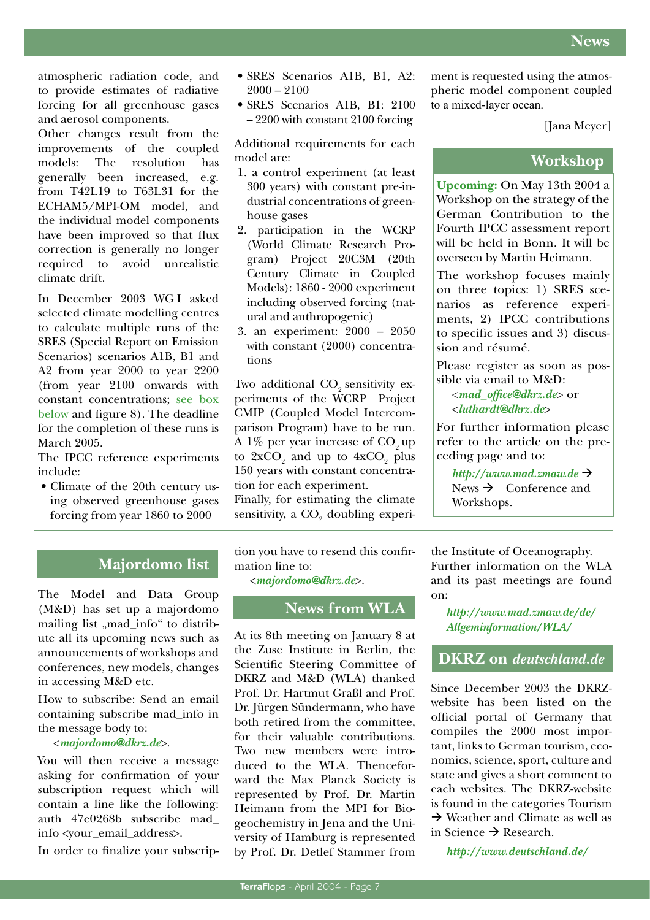atmospheric radiation code, and to provide estimates of radiative forcing for all greenhouse gases and aerosol components.

Other changes result from the improvements of the coupled models: The resolution has generally been increased, e.g. from T42L19 to T63L31 for the ECHAM5/MPI-OM model, and the individual model components have been improved so that flux correction is generally no longer required to avoid unrealistic climate drift.

In December 2003 WG I asked selected climate modelling centres to calculate multiple runs of the SRES (Special Report on Emission Scenarios) scenarios A1B, B1 and A2 from year 2000 to year 2200 (from year 2100 onwards with constant concentrations; see box below and figure 8). The deadline for the completion of these runs is March 2005.

The IPCC reference experiments include:

- Climate of the 20th century using observed greenhouse gases forcing from year 1860 to 2000
- SRES Scenarios A1B, B1, A2: 2000 – 2100
- SRES Scenarios A1B, B1: 2100 – 2200 with constant 2100 forcing

Additional requirements for each model are:

1. a control experiment (at least 300 years) with constant pre-industrial concentrations of greenhouse gases
2. participation in the WCRP (World Climate Research Program) Project 20C3M (20th Century Climate in Coupled Models): 1860 - 2000 experiment including observed forcing (natural and anthropogenic)
3. an experiment: 2000 – 2050 with constant (2000) concentrations

Two additional $CO_2$ sensitivity experiments of the WCRP Project CMIP (Coupled Model Intercomparison Program) have to be run. A 1% per year increase of $CO_2$ up to $2xCO_2$ and up to $4xCO_2$ plus 150 years with constant concentration for each experiment.

Finally, for estimating the climate sensitivity, a $CO_2$ doubling experiment is requested using the atmospheric model component coupled to a mixed-layer ocean.

[Jana Meyer]

## Workshop

**Upcoming:** On May 13th 2004 a Workshop on the strategy of the German Contribution to the Fourth IPCC assessment report will be held in Bonn. It will be overseen by Martin Heimann.

The workshop focuses mainly on three topics: 1) SRES scenarios as reference experiments, 2) IPCC contributions to specific issues and 3) discussion and résumé.

Please register as soon as possible via email to M&D:

<*mad_office@dkrz.de*> or
<*luthardt@dkrz.de*>

For further information please refer to the article on the preceding page and to:

*http://www.mad.zmaw.de* → News → Conference and Workshops.

## Majordomo list

The Model and Data Group (M&D) has set up a majordomo mailing list „mad_info“ to distribute all its upcoming news such as announcements of workshops and conferences, new models, changes in accessing M&D etc.

How to subscribe: Send an email containing subscribe mad_info in the message body to:

<*majordomo@dkrz.de*>.

You will then receive a message asking for confirmation of your subscription request which will contain a line like the following: auth 47e0268b subscribe mad_info <your_email_address>.

In order to finalize your subscription you have to resend this confirmation line to:

<*majordomo@dkrz.de*>.

## News from WLA

At its 8th meeting on January 8 at the Zuse Institute in Berlin, the Scientific Steering Committee of DKRZ and M&D (WLA) thanked Prof. Dr. Hartmut Graßl and Prof. Dr. Jürgen Sündermann, who have both retired from the committee, for their valuable contributions. Two new members were introduced to the WLA. Thenceforward the Max Planck Society is represented by Prof. Dr. Martin Heimann from the MPI for Biogeochemistry in Jena and the University of Hamburg is represented by Prof. Dr. Detlef Stammer from the Institute of Oceanography. Further information on the WLA and its past meetings are found on:

*http://www.mad.zmaw.de/de/Allgeminformation/WLA/*

## DKRZ on *deutschland.de*

Since December 2003 the DKRZ-website has been listed on the official portal of Germany that compiles the 2000 most important, links to German tourism, economics, science, sport, culture and state and gives a short comment to each websites. The DKRZ-website is found in the categories Tourism → Weather and Climate as well as in Science → Research.

*http://www.deutschland.de/*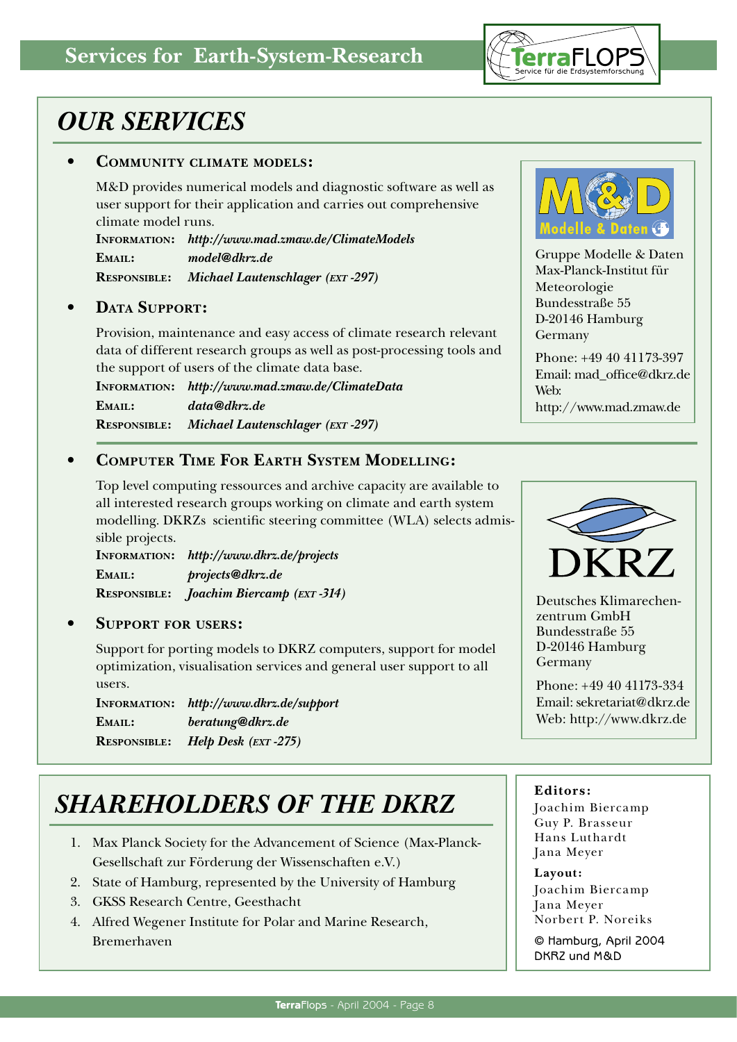# OUR SERVICES

- **COMMUNITY CLIMATE MODELS:**

  M&D provides numerical models and diagnostic software as well as user support for their application and carries out comprehensive climate model runs.

  **INFORMATION:** *http://www.mad.zmaw.de/ClimateModels*
  **EMAIL:** *model@dkrz.de*
  **RESPONSIBLE:** *Michael Lautenschlager (EXT -297)*

- **DATA SUPPORT:**

  Provision, maintenance and easy access of climate research relevant data of different research groups as well as post-processing tools and the support of users of the climate data base.

  **INFORMATION:** *http://www.mad.zmaw.de/ClimateData*
  **EMAIL:** *data@dkrz.de*
  **RESPONSIBLE:** *Michael Lautenschlager (EXT -297)*

Gruppe Modelle & Daten
Max-Planck-Institut für Meteorologie
Bundesstraße 55
D-20146 Hamburg
Germany

Phone: +49 40 41173-397
Email: mad_office@dkrz.de
Web: http://www.mad.zmaw.de

- **COMPUTER TIME FOR EARTH SYSTEM MODELLING:**

  Top level computing ressources and archive capacity are available to all interested research groups working on climate and earth system modelling. DKRZs scientific steering committee (WLA) selects admissible projects.

  **INFORMATION:** *http://www.dkrz.de/projects*
  **EMAIL:** *projects@dkrz.de*
  **RESPONSIBLE:** *Joachim Biercamp (EXT -314)*

- **SUPPORT FOR USERS:**

  Support for porting models to DKRZ computers, support for model optimization, visualisation services and general user support to all users.

  **INFORMATION:** *http://www.dkrz.de/support*
  **EMAIL:** *beratung@dkrz.de*
  **RESPONSIBLE:** *Help Desk (EXT -275)*

Deutsches Klimarechenzentrum GmbH
Bundesstraße 55
D-20146 Hamburg
Germany

Phone: +49 40 41173-334
Email: sekretariat@dkrz.de
Web: http://www.dkrz.de

# SHAREHOLDERS OF THE DKRZ

1. Max Planck Society for the Advancement of Science (Max-Planck-Gesellschaft zur Förderung der Wissenschaften e.V.)
2. State of Hamburg, represented by the University of Hamburg
3. GKSS Research Centre, Geesthacht
4. Alfred Wegener Institute for Polar and Marine Research, Bremerhaven

**Editors:**
Joachim Biercamp
Guy P. Brasseur
Hans Luthardt
Jana Meyer

**Layout:**
Joachim Biercamp
Jana Meyer
Norbert P. Noreiks

© Hamburg, April 2004
DKRZ und M&D